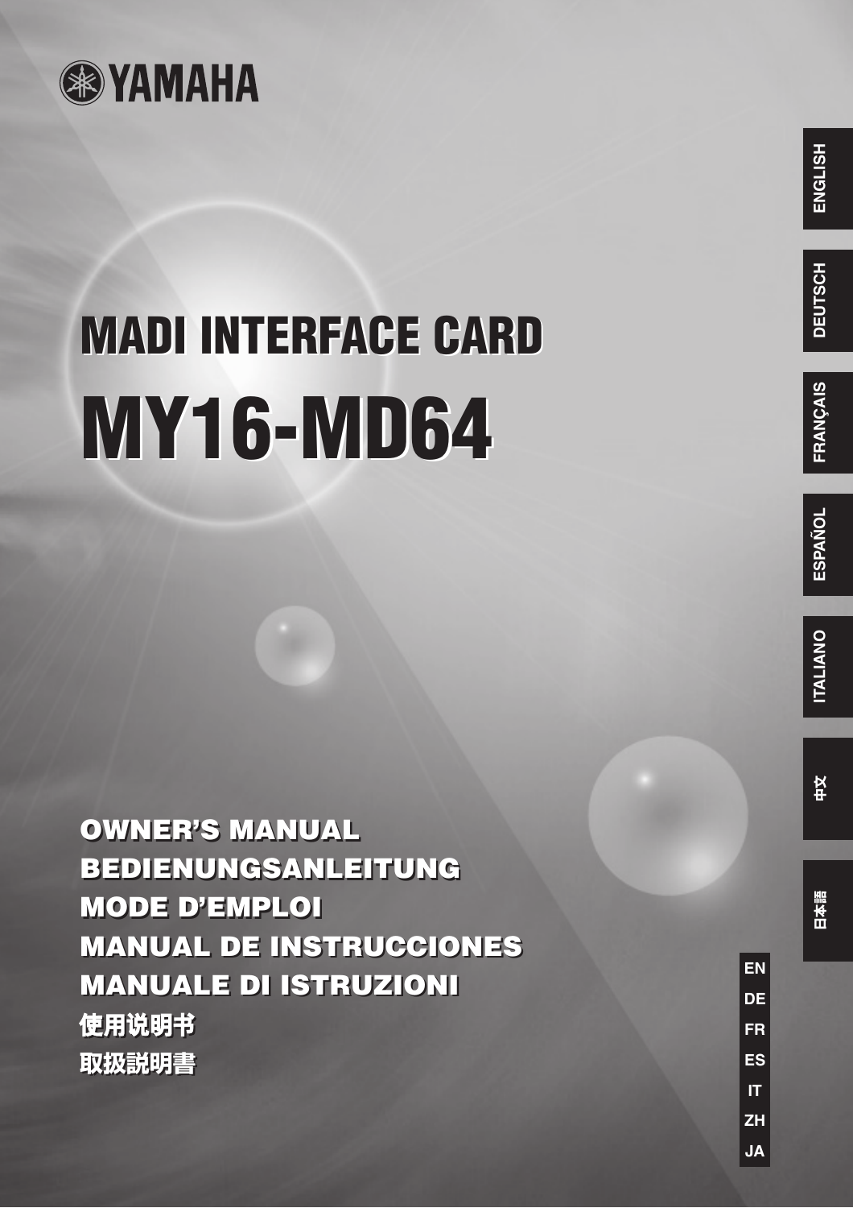YAMAHA

# MADI INTERFACE CARD

# MY16-MD64

**OWNER'S MANUAL**
**BEDIENUNGSANLEITUNG**
**MODE D'EMPLOI**
**MANUAL DE INSTRUCCIONES**
**MANUALE DI ISTRUZIONI**
**使用说明书**
**取扱説明書**

ENGLISH
DEUTSCH
FRANÇAIS
ESPAÑOL
ITALIANO
中文
日本語

EN
DE
FR
ES
IT
ZH
JA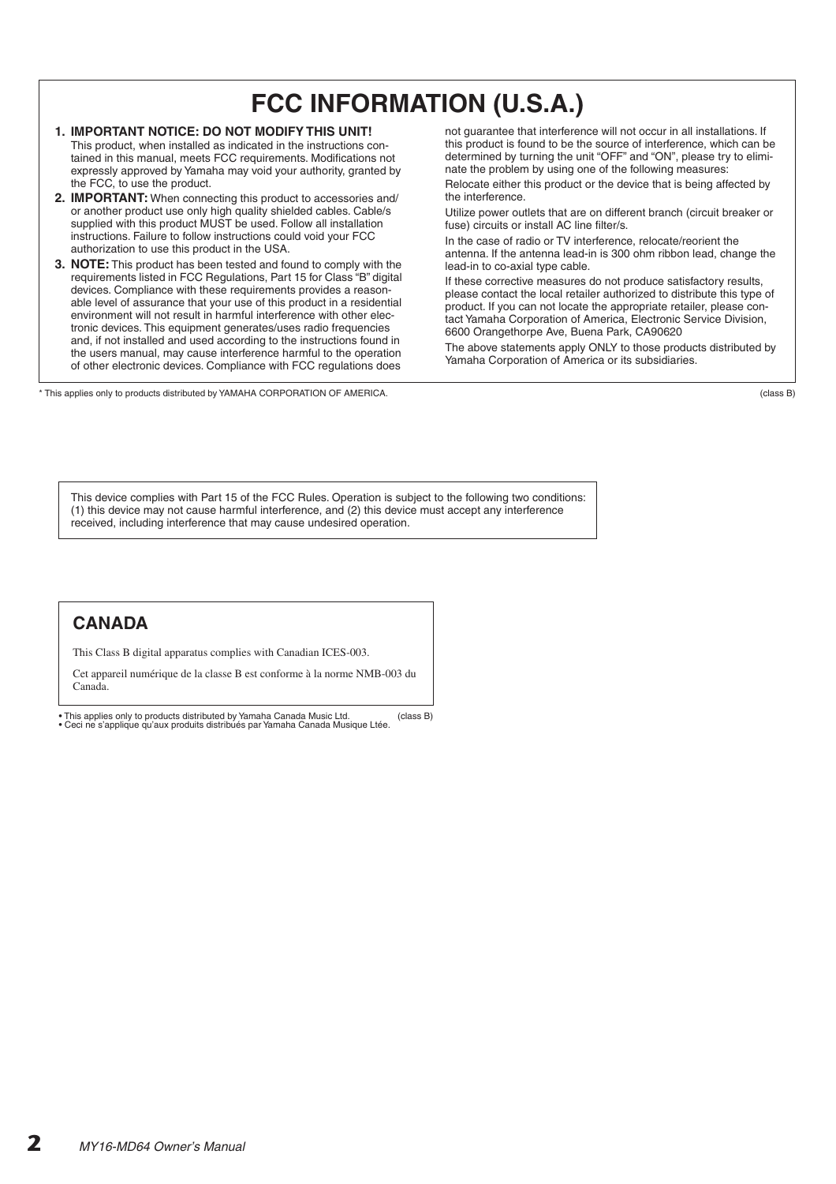# FCC INFORMATION (U.S.A.)

1. **IMPORTANT NOTICE: DO NOT MODIFY THIS UNIT!**
   This product, when installed as indicated in the instructions contained in this manual, meets FCC requirements. Modifications not expressly approved by Yamaha may void your authority, granted by the FCC, to use the product.
2. **IMPORTANT:** When connecting this product to accessories and/or another product use only high quality shielded cables. Cable/s supplied with this product MUST be used. Follow all installation instructions. Failure to follow instructions could void your FCC authorization to use this product in the USA.
3. **NOTE:** This product has been tested and found to comply with the requirements listed in FCC Regulations, Part 15 for Class "B" digital devices. Compliance with these requirements provides a reasonable level of assurance that your use of this product in a residential environment will not result in harmful interference with other electronic devices. This equipment generates/uses radio frequencies and, if not installed and used according to the instructions found in the users manual, may cause interference harmful to the operation of other electronic devices. Compliance with FCC regulations does not guarantee that interference will not occur in all installations. If this product is found to be the source of interference, which can be determined by turning the unit "OFF" and "ON", please try to eliminate the problem by using one of the following measures:

   Relocate either this product or the device that is being affected by the interference.

   Utilize power outlets that are on different branch (circuit breaker or fuse) circuits or install AC line filter/s.

   In the case of radio or TV interference, relocate/reorient the antenna. If the antenna lead-in is 300 ohm ribbon lead, change the lead-in to co-axial type cable.

   If these corrective measures do not produce satisfactory results, please contact the local retailer authorized to distribute this type of product. If you can not locate the appropriate retailer, please contact Yamaha Corporation of America, Electronic Service Division, 6600 Orangethorpe Ave, Buena Park, CA90620

   The above statements apply ONLY to those products distributed by Yamaha Corporation of America or its subsidiaries.

* This applies only to products distributed by YAMAHA CORPORATION OF AMERICA. (class B)

This device complies with Part 15 of the FCC Rules. Operation is subject to the following two conditions: (1) this device may not cause harmful interference, and (2) this device must accept any interference received, including interference that may cause undesired operation.

## CANADA

This Class B digital apparatus complies with Canadian ICES-003.

Cet appareil numérique de la classe B est conforme à la norme NMB-003 du Canada.

- This applies only to products distributed by Yamaha Canada Music Ltd. (class B)
- Ceci ne s'applique qu'aux produits distribués par Yamaha Canada Musique Ltée.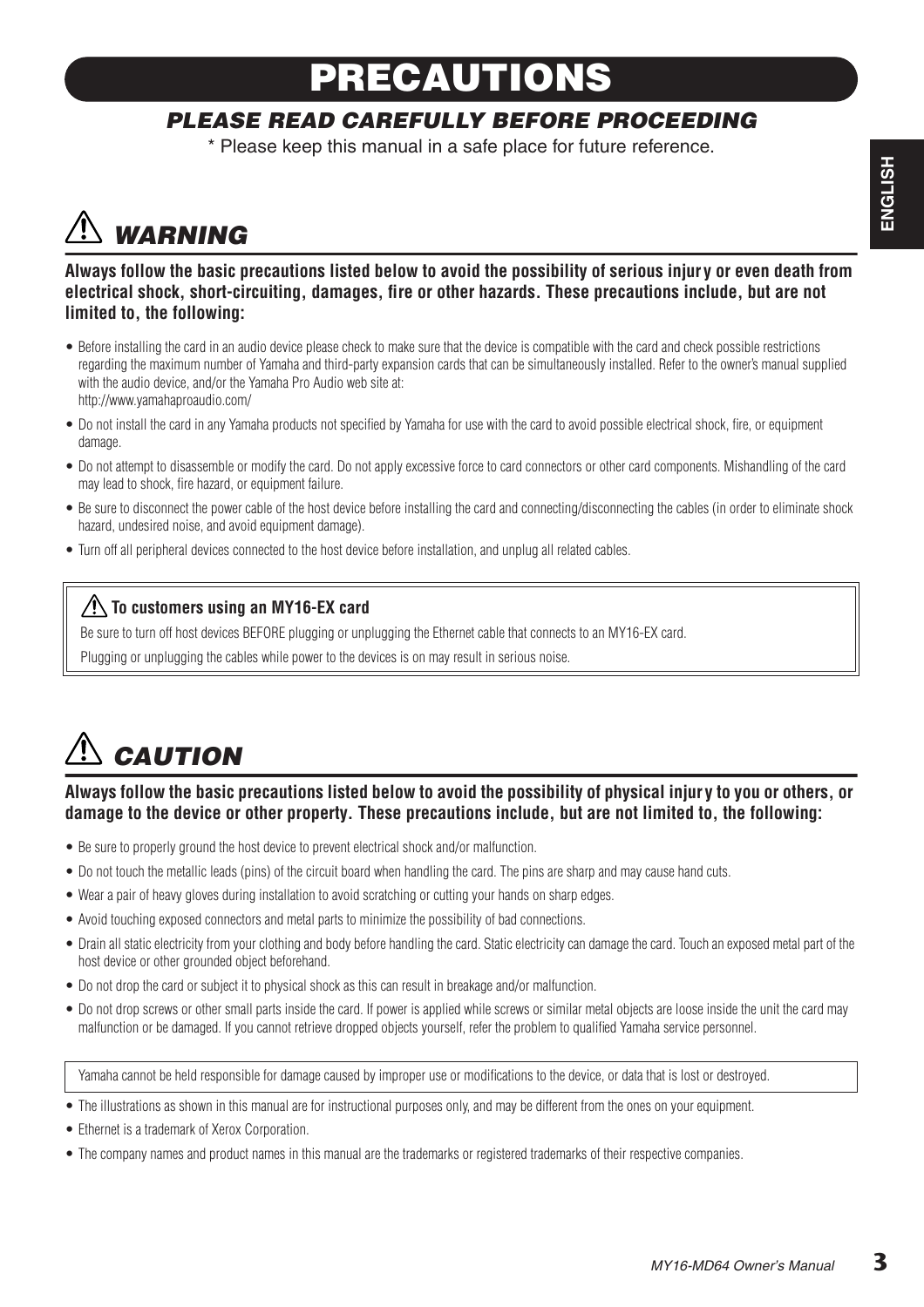# PRECAUTIONS

## *PLEASE READ CAREFULLY BEFORE PROCEEDING*

\* Please keep this manual in a safe place for future reference.

## ⚠ *WARNING*

**Always follow the basic precautions listed below to avoid the possibility of serious injury or even death from electrical shock, short-circuiting, damages, fire or other hazards. These precautions include, but are not limited to, the following:**

- Before installing the card in an audio device please check to make sure that the device is compatible with the card and check possible restrictions regarding the maximum number of Yamaha and third-party expansion cards that can be simultaneously installed. Refer to the owner's manual supplied with the audio device, and/or the Yamaha Pro Audio web site at: http://www.yamahaproaudio.com/
- Do not install the card in any Yamaha products not specified by Yamaha for use with the card to avoid possible electrical shock, fire, or equipment damage.
- Do not attempt to disassemble or modify the card. Do not apply excessive force to card connectors or other card components. Mishandling of the card may lead to shock, fire hazard, or equipment failure.
- Be sure to disconnect the power cable of the host device before installing the card and connecting/disconnecting the cables (in order to eliminate shock hazard, undesired noise, and avoid equipment damage).
- Turn off all peripheral devices connected to the host device before installation, and unplug all related cables.

**⚠ To customers using an MY16-EX card**

Be sure to turn off host devices BEFORE plugging or unplugging the Ethernet cable that connects to an MY16-EX card.

Plugging or unplugging the cables while power to the devices is on may result in serious noise.

## ⚠ *CAUTION*

**Always follow the basic precautions listed below to avoid the possibility of physical injury to you or others, or damage to the device or other property. These precautions include, but are not limited to, the following:**

- Be sure to properly ground the host device to prevent electrical shock and/or malfunction.
- Do not touch the metallic leads (pins) of the circuit board when handling the card. The pins are sharp and may cause hand cuts.
- Wear a pair of heavy gloves during installation to avoid scratching or cutting your hands on sharp edges.
- Avoid touching exposed connectors and metal parts to minimize the possibility of bad connections.
- Drain all static electricity from your clothing and body before handling the card. Static electricity can damage the card. Touch an exposed metal part of the host device or other grounded object beforehand.
- Do not drop the card or subject it to physical shock as this can result in breakage and/or malfunction.
- Do not drop screws or other small parts inside the card. If power is applied while screws or similar metal objects are loose inside the unit the card may malfunction or be damaged. If you cannot retrieve dropped objects yourself, refer the problem to qualified Yamaha service personnel.

Yamaha cannot be held responsible for damage caused by improper use or modifications to the device, or data that is lost or destroyed.

- The illustrations as shown in this manual are for instructional purposes only, and may be different from the ones on your equipment.
- Ethernet is a trademark of Xerox Corporation.
- The company names and product names in this manual are the trademarks or registered trademarks of their respective companies.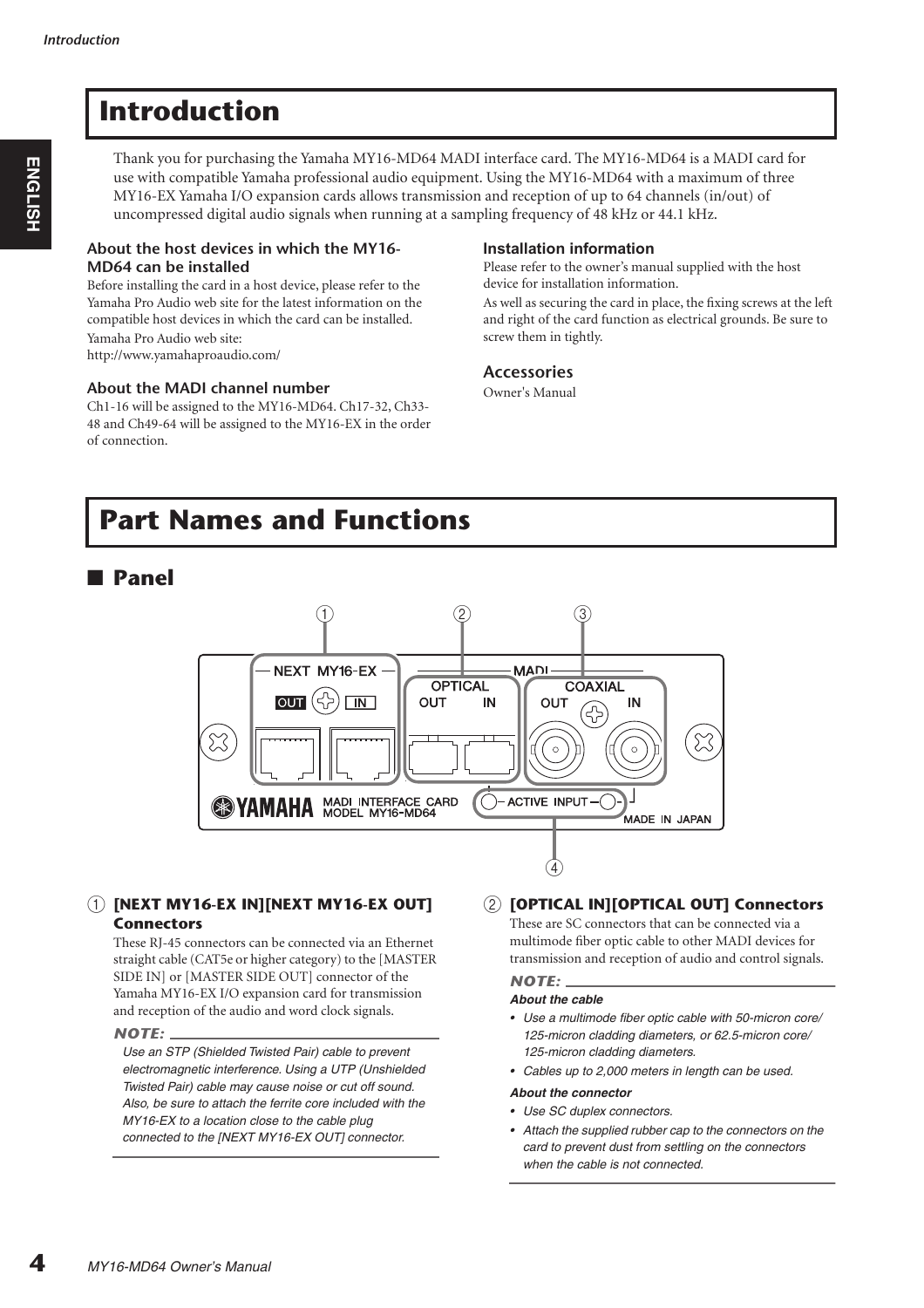# Introduction

Thank you for purchasing the Yamaha MY16-MD64 MADI interface card. The MY16-MD64 is a MADI card for use with compatible Yamaha professional audio equipment. Using the MY16-MD64 with a maximum of three MY16-EX Yamaha I/O expansion cards allows transmission and reception of up to 64 channels (in/out) of uncompressed digital audio signals when running at a sampling frequency of 48 kHz or 44.1 kHz.

### About the host devices in which the MY16-MD64 can be installed

Before installing the card in a host device, please refer to the Yamaha Pro Audio web site for the latest information on the compatible host devices in which the card can be installed.

Yamaha Pro Audio web site:
http://www.yamahaproaudio.com/

### About the MADI channel number

Ch1-16 will be assigned to the MY16-MD64. Ch17-32, Ch33-48 and Ch49-64 will be assigned to the MY16-EX in the order of connection.

### Installation information

Please refer to the owner's manual supplied with the host device for installation information.

As well as securing the card in place, the fixing screws at the left and right of the card function as electrical grounds. Be sure to screw them in tightly.

### Accessories

Owner's Manual

# Part Names and Functions

## ■ Panel

① NEXT MY16-EX (OUT / IN) ② MADI OPTICAL (OUT / IN) ③ MADI COAXIAL (OUT / IN) ④ ACTIVE INPUT

YAMAHA MADI INTERFACE CARD MODEL MY16-MD64 MADE IN JAPAN

### ① [NEXT MY16-EX IN][NEXT MY16-EX OUT] Connectors

These RJ-45 connectors can be connected via an Ethernet straight cable (CAT5e or higher category) to the [MASTER SIDE IN] or [MASTER SIDE OUT] connector of the Yamaha MY16-EX I/O expansion card for transmission and reception of the audio and word clock signals.

**NOTE:**

*Use an STP (Shielded Twisted Pair) cable to prevent electromagnetic interference. Using a UTP (Unshielded Twisted Pair) cable may cause noise or cut off sound. Also, be sure to attach the ferrite core included with the MY16-EX to a location close to the cable plug connected to the [NEXT MY16-EX OUT] connector.*

### ② [OPTICAL IN][OPTICAL OUT] Connectors

These are SC connectors that can be connected via a multimode fiber optic cable to other MADI devices for transmission and reception of audio and control signals.

**NOTE:**

***About the cable***

- *Use a multimode fiber optic cable with 50-micron core/125-micron cladding diameters, or 62.5-micron core/125-micron cladding diameters.*
- *Cables up to 2,000 meters in length can be used.*

***About the connector***

- *Use SC duplex connectors.*
- *Attach the supplied rubber cap to the connectors on the card to prevent dust from settling on the connectors when the cable is not connected.*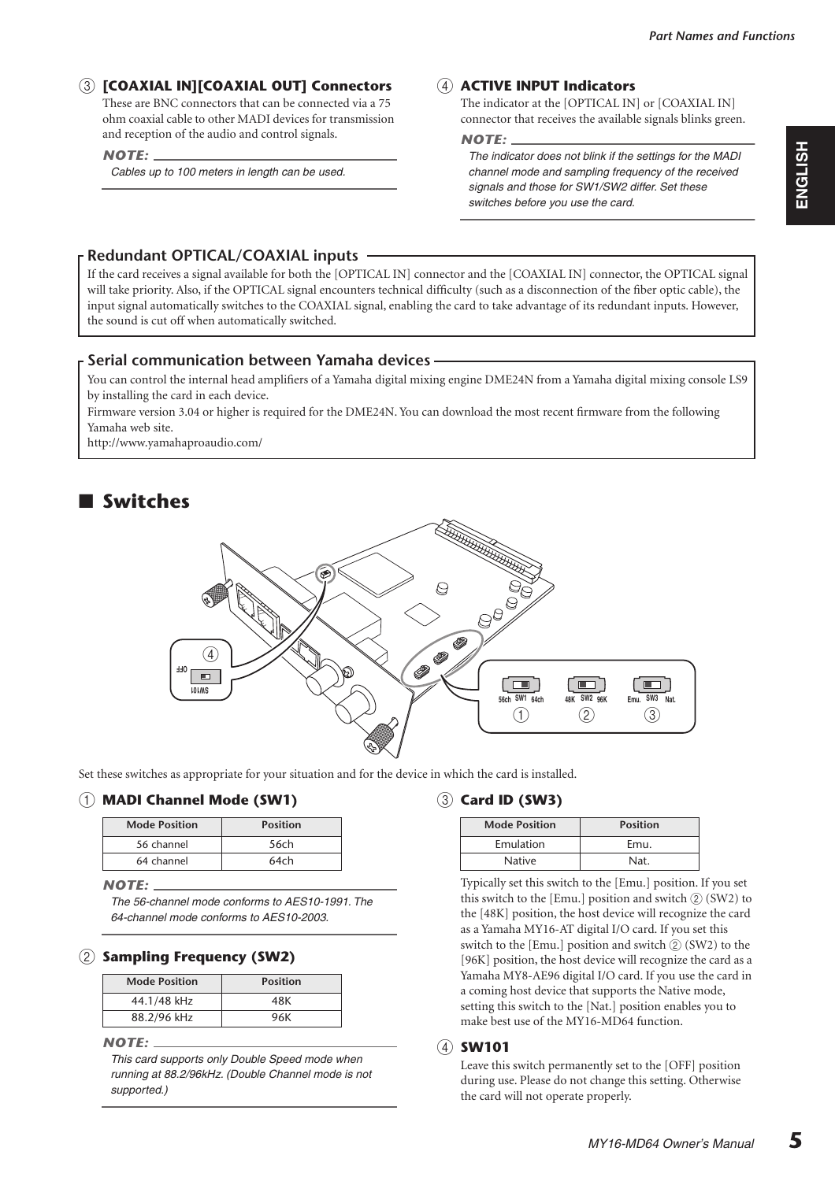### ③ [COAXIAL IN][COAXIAL OUT] Connectors

These are BNC connectors that can be connected via a 75 ohm coaxial cable to other MADI devices for transmission and reception of the audio and control signals.

**NOTE:**

*Cables up to 100 meters in length can be used.*

### ④ ACTIVE INPUT Indicators

The indicator at the [OPTICAL IN] or [COAXIAL IN] connector that receives the available signals blinks green.

**NOTE:**

*The indicator does not blink if the settings for the MADI channel mode and sampling frequency of the received signals and those for SW1/SW2 differ. Set these switches before you use the card.*

### Redundant OPTICAL/COAXIAL inputs

If the card receives a signal available for both the [OPTICAL IN] connector and the [COAXIAL IN] connector, the OPTICAL signal will take priority. Also, if the OPTICAL signal encounters technical difficulty (such as a disconnection of the fiber optic cable), the input signal automatically switches to the COAXIAL signal, enabling the card to take advantage of its redundant inputs. However, the sound is cut off when automatically switched.

### Serial communication between Yamaha devices

You can control the internal head amplifiers of a Yamaha digital mixing engine DME24N from a Yamaha digital mixing console LS9 by installing the card in each device.

Firmware version 3.04 or higher is required for the DME24N. You can download the most recent firmware from the following Yamaha web site.

http://www.yamahaproaudio.com/

## ■ Switches

Set these switches as appropriate for your situation and for the device in which the card is installed.

### ① MADI Channel Mode (SW1)

| Mode Position | Position |
|---|---|
| 56 channel | 56ch |
| 64 channel | 64ch |

**NOTE:**

*The 56-channel mode conforms to AES10-1991. The 64-channel mode conforms to AES10-2003.*

### ② Sampling Frequency (SW2)

| Mode Position | Position |
|---|---|
| 44.1/48 kHz | 48K |
| 88.2/96 kHz | 96K |

**NOTE:**

*This card supports only Double Speed mode when running at 88.2/96kHz. (Double Channel mode is not supported.)*

### ③ Card ID (SW3)

| Mode Position | Position |
|---|---|
| Emulation | Emu. |
| Native | Nat. |

Typically set this switch to the [Emu.] position. If you set this switch to the [Emu.] position and switch ② (SW2) to the [48K] position, the host device will recognize the card as a Yamaha MY16-AT digital I/O card. If you set this switch to the [Emu.] position and switch ② (SW2) to the [96K] position, the host device will recognize the card as a Yamaha MY8-AE96 digital I/O card. If you use the card in a coming host device that supports the Native mode, setting this switch to the [Nat.] position enables you to make best use of the MY16-MD64 function.

### ④ SW101

Leave this switch permanently set to the [OFF] position during use. Please do not change this setting. Otherwise the card will not operate properly.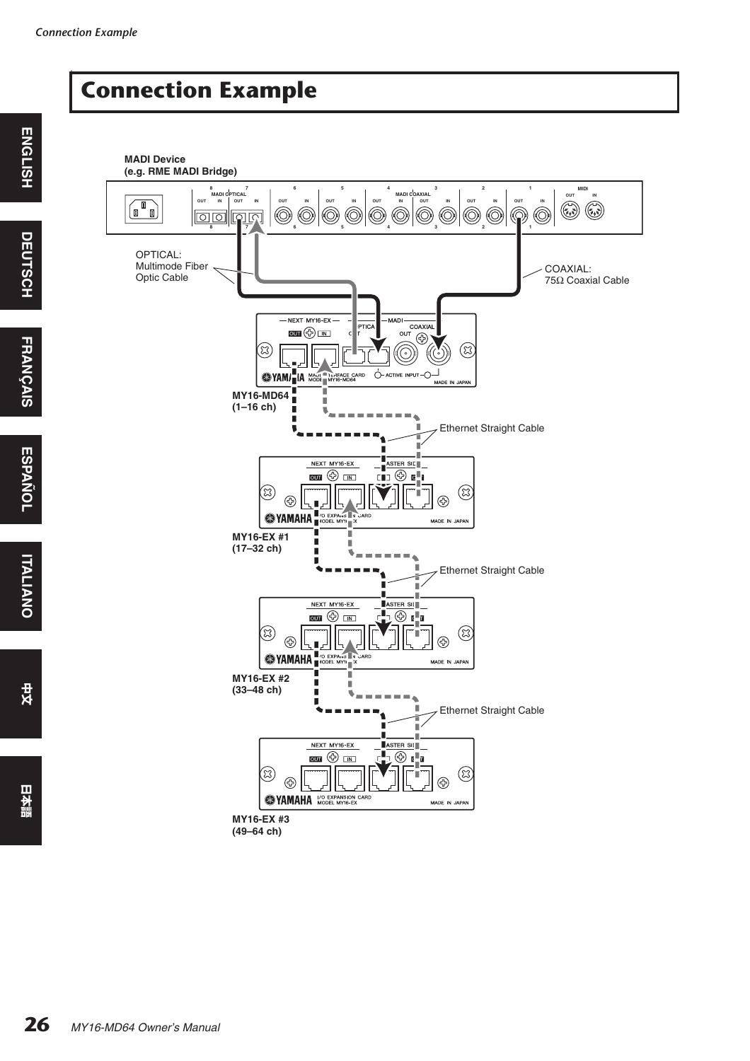# Connection Example

MADI Device
(e.g. RME MADI Bridge)

OPTICAL:
Multimode Fiber
Optic Cable

COAXIAL:
75Ω Coaxial Cable

MY16-MD64
(1–16 ch)

Ethernet Straight Cable

MY16-EX #1
(17–32 ch)

Ethernet Straight Cable

MY16-EX #2
(33–48 ch)

Ethernet Straight Cable

MY16-EX #3
(49–64 ch)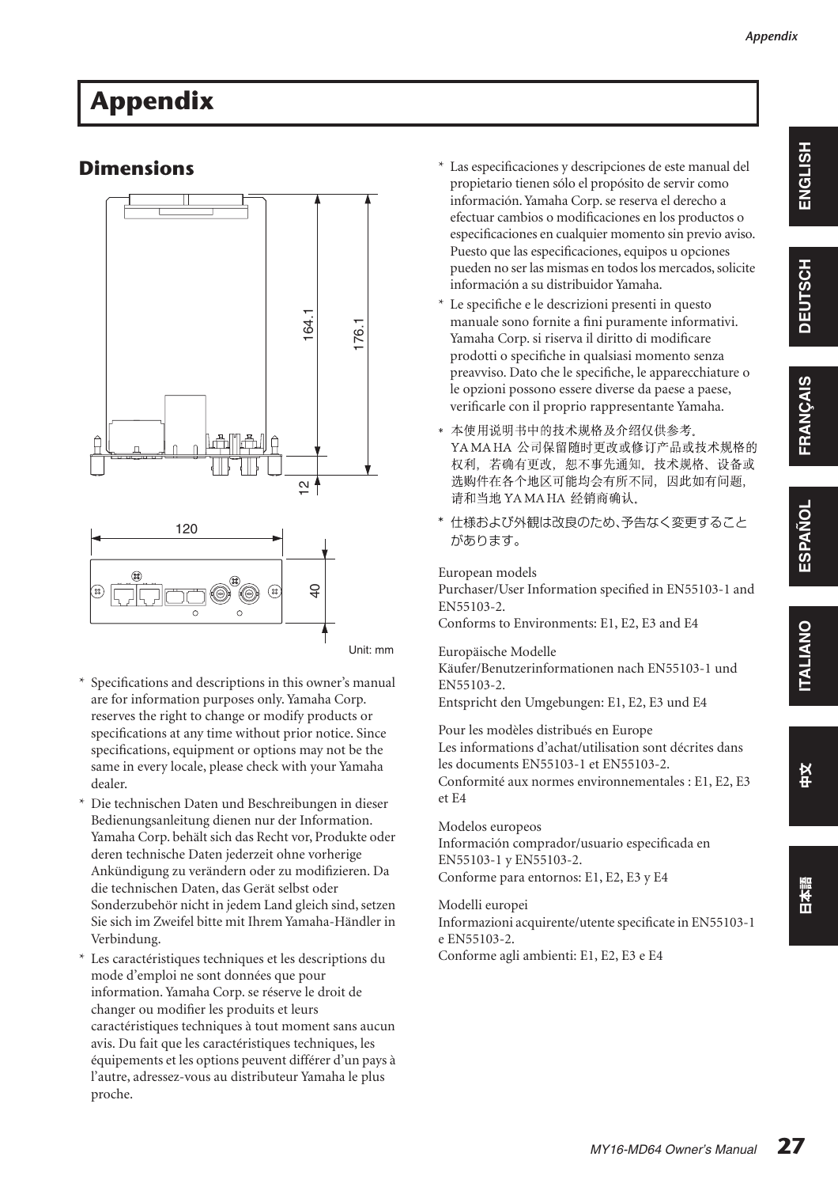# Appendix

## Dimensions

Unit: mm

* Specifications and descriptions in this owner's manual are for information purposes only. Yamaha Corp. reserves the right to change or modify products or specifications at any time without prior notice. Since specifications, equipment or options may not be the same in every locale, please check with your Yamaha dealer.
* Die technischen Daten und Beschreibungen in dieser Bedienungsanleitung dienen nur der Information. Yamaha Corp. behält sich das Recht vor, Produkte oder deren technische Daten jederzeit ohne vorherige Ankündigung zu verändern oder zu modifizieren. Da die technischen Daten, das Gerät selbst oder Sonderzubehör nicht in jedem Land gleich sind, setzen Sie sich im Zweifel bitte mit Ihrem Yamaha-Händler in Verbindung.
* Les caractéristiques techniques et les descriptions du mode d'emploi ne sont données que pour information. Yamaha Corp. se réserve le droit de changer ou modifier les produits et leurs caractéristiques techniques à tout moment sans aucun avis. Du fait que les caractéristiques techniques, les équipements et les options peuvent différer d'un pays à l'autre, adressez-vous au distributeur Yamaha le plus proche.
* Las especificaciones y descripciones de este manual del propietario tienen sólo el propósito de servir como información. Yamaha Corp. se reserva el derecho a efectuar cambios o modificaciones en los productos o especificaciones en cualquier momento sin previo aviso. Puesto que las especificaciones, equipos u opciones pueden no ser las mismas en todos los mercados, solicite información a su distribuidor Yamaha.
* Le specifiche e le descrizioni presenti in questo manuale sono fornite a fini puramente informativi. Yamaha Corp. si riserva il diritto di modificare prodotti o specifiche in qualsiasi momento senza preavviso. Dato che le specifiche, le apparecchiature o le opzioni possono essere diverse da paese a paese, verificarle con il proprio rappresentante Yamaha.
* 本使用说明书中的技术规格及介绍仅供参考。YAMAHA 公司保留随时更改或修订产品或技术规格的权利，若确有更改，恕不事先通知。技术规格、设备或选购件在各个地区可能均会有所不同，因此如有问题，请和当地 YAMAHA 经销商确认。
* 仕様および外観は改良のため、予告なく変更することがあります。

European models
Purchaser/User Information specified in EN55103-1 and EN55103-2.
Conforms to Environments: E1, E2, E3 and E4

Europäische Modelle
Käufer/Benutzerinformationen nach EN55103-1 und EN55103-2.
Entspricht den Umgebungen: E1, E2, E3 und E4

Pour les modèles distribués en Europe
Les informations d'achat/utilisation sont décrites dans les documents EN55103-1 et EN55103-2.
Conformité aux normes environnementales : E1, E2, E3 et E4

Modelos europeos
Información comprador/usuario especificada en EN55103-1 y EN55103-2.
Conforme para entornos: E1, E2, E3 y E4

Modelli europei
Informazioni acquirente/utente specificate in EN55103-1 e EN55103-2.
Conforme agli ambienti: E1, E2, E3 e E4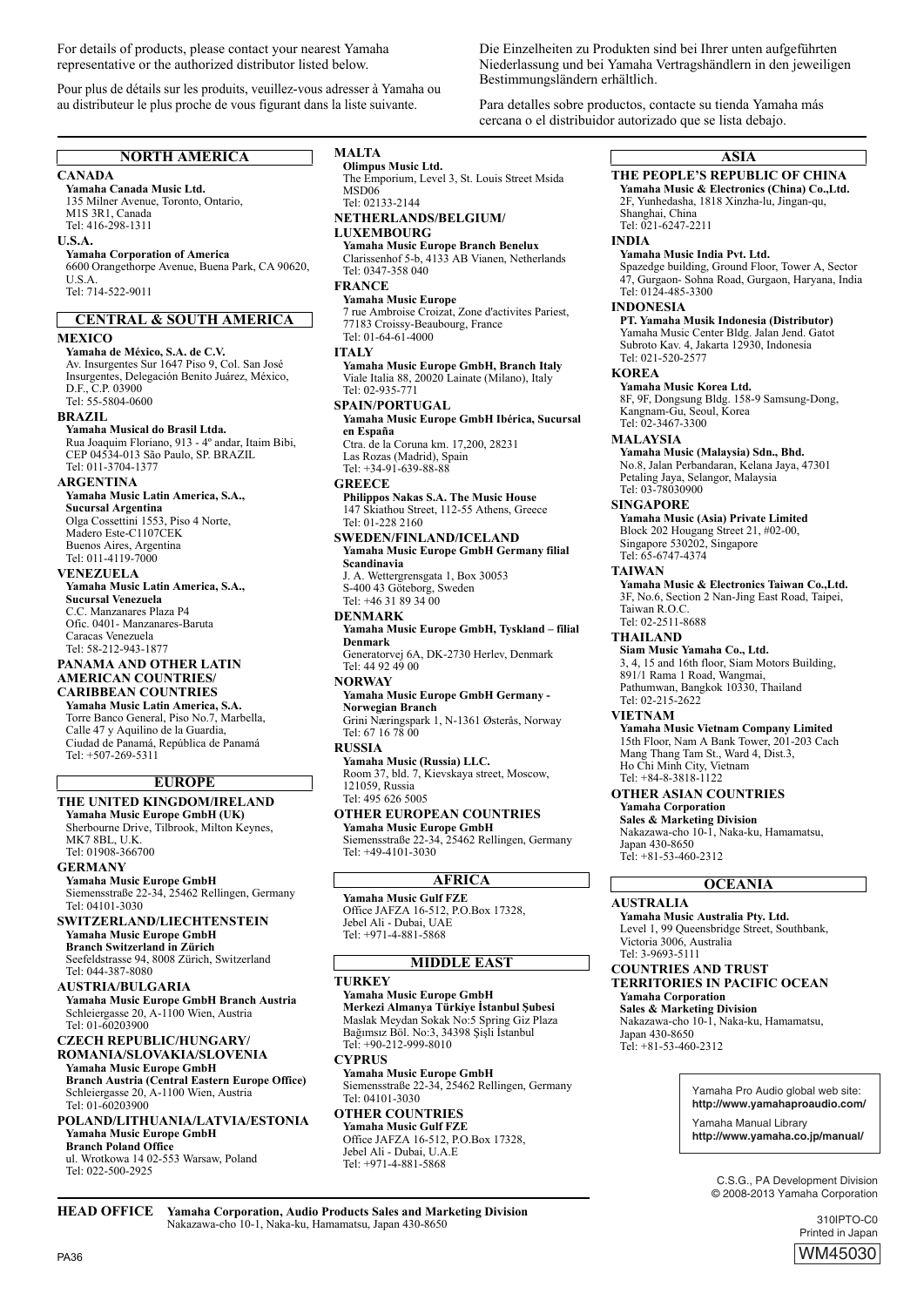For details of products, please contact your nearest Yamaha representative or the authorized distributor listed below.

Pour plus de détails sur les produits, veuillez-vous adresser à Yamaha ou au distributeur le plus proche de vous figurant dans la liste suivante.

Die Einzelheiten zu Produkten sind bei Ihrer unten aufgeführten Niederlassung und bei Yamaha Vertragshändlern in den jeweiligen Bestimmungsländern erhältlich.

Para detalles sobre productos, contacte su tienda Yamaha más cercana o el distribuidor autorizado que se lista debajo.

## NORTH AMERICA

**CANADA**
**Yamaha Canada Music Ltd.**
135 Milner Avenue, Toronto, Ontario, M1S 3R1, Canada
Tel: 416-298-1311

**U.S.A.**
**Yamaha Corporation of America**
6600 Orangethorpe Avenue, Buena Park, CA 90620, U.S.A.
Tel: 714-522-9011

## CENTRAL & SOUTH AMERICA

**MEXICO**
**Yamaha de México, S.A. de C.V.**
Av. Insurgentes Sur 1647 Piso 9, Col. San José Insurgentes, Delegación Benito Juárez, México, D.F., C.P. 03900
Tel: 55-5804-0600

**BRAZIL**
**Yamaha Musical do Brasil Ltda.**
Rua Joaquim Floriano, 913 - 4º andar, Itaim Bibi, CEP 04534-013 São Paulo, SP. BRAZIL
Tel: 011-3704-1377

**ARGENTINA**
**Yamaha Music Latin America, S.A., Sucursal Argentina**
Olga Cossettini 1553, Piso 4 Norte, Madero Este-C1107CEK
Buenos Aires, Argentina
Tel: 011-4119-7000

**VENEZUELA**
**Yamaha Music Latin America, S.A., Sucursal Venezuela**
C.C. Manzanares Plaza P4
Ofic. 0401- Manzanares-Baruta
Caracas Venezuela
Tel: 58-212-943-1877

**PANAMA AND OTHER LATIN AMERICAN COUNTRIES/ CARIBBEAN COUNTRIES**
**Yamaha Music Latin America, S.A.**
Torre Banco General, Piso No.7, Marbella, Calle 47 y Aquilino de la Guardia, Ciudad de Panamá, República de Panamá
Tel: +507-269-5311

## EUROPE

**THE UNITED KINGDOM/IRELAND**
**Yamaha Music Europe GmbH (UK)**
Sherbourne Drive, Tilbrook, Milton Keynes, MK7 8BL, U.K.
Tel: 01908-366700

**GERMANY**
**Yamaha Music Europe GmbH**
Siemensstraße 22-34, 25462 Rellingen, Germany
Tel: 04101-3030

**SWITZERLAND/LIECHTENSTEIN**
**Yamaha Music Europe GmbH Branch Switzerland in Zürich**
Seefeldstrasse 94, 8008 Zürich, Switzerland
Tel: 044-387-8080

**AUSTRIA/BULGARIA**
**Yamaha Music Europe GmbH Branch Austria**
Schleiergasse 20, A-1100 Wien, Austria
Tel: 01-60203900

**CZECH REPUBLIC/HUNGARY/ ROMANIA/SLOVAKIA/SLOVENIA**
**Yamaha Music Europe GmbH Branch Austria (Central Eastern Europe Office)**
Schleiergasse 20, A-1100 Wien, Austria
Tel: 01-60203900

**POLAND/LITHUANIA/LATVIA/ESTONIA**
**Yamaha Music Europe GmbH Branch Poland Office**
ul. Wrotkowa 14 02-553 Warsaw, Poland
Tel: 022-500-2925

**MALTA**
**Olimpus Music Ltd.**
The Emporium, Level 3, St. Louis Street Msida MSD06
Tel: 02133-2144

**NETHERLANDS/BELGIUM/ LUXEMBOURG**
**Yamaha Music Europe Branch Benelux**
Clarissenhof 5-b, 4133 AB Vianen, Netherlands
Tel: 0347-358 040

**FRANCE**
**Yamaha Music Europe**
7 rue Ambroise Croizat, Zone d'activites Pariest, 77183 Croissy-Beaubourg, France
Tel: 01-64-61-4000

**ITALY**
**Yamaha Music Europe GmbH, Branch Italy**
Viale Italia 88, 20020 Lainate (Milano), Italy
Tel: 02-935-771

**SPAIN/PORTUGAL**
**Yamaha Music Europe GmbH Ibérica, Sucursal en España**
Ctra. de la Coruna km. 17,200, 28231
Las Rozas (Madrid), Spain
Tel: +34-91-639-88-88

**GREECE**
**Philippos Nakas S.A. The Music House**
147 Skiathou Street, 112-55 Athens, Greece
Tel: 01-228 2160

**SWEDEN/FINLAND/ICELAND**
**Yamaha Music Europe GmbH Germany filial Scandinavia**
J. A. Wettergrensgata 1, Box 30053
S-400 43 Göteborg, Sweden
Tel: +46 31 89 34 00

**DENMARK**
**Yamaha Music Europe GmbH, Tyskland – filial Denmark**
Generatorvej 6A, DK-2730 Herlev, Denmark
Tel: 44 92 49 00

**NORWAY**
**Yamaha Music Europe GmbH Germany - Norwegian Branch**
Grini Næringspark 1, N-1361 Østerås, Norway
Tel: 67 16 78 00

**RUSSIA**
**Yamaha Music (Russia) LLC.**
Room 37, bld. 7, Kievskaya street, Moscow, 121059, Russia
Tel: 495 626 5005

**OTHER EUROPEAN COUNTRIES**
**Yamaha Music Europe GmbH**
Siemensstraße 22-34, 25462 Rellingen, Germany
Tel: +49-4101-3030

## AFRICA

**Yamaha Music Gulf FZE**
Office JAFZA 16-512, P.O.Box 17328, Jebel Ali - Dubai, UAE
Tel: +971-4-881-5868

## MIDDLE EAST

**TURKEY**
**Yamaha Music Europe GmbH Merkezi Almanya Türkiye İstanbul Şubesi**
Maslak Meydan Sokak No:5 Spring Giz Plaza Bağımsız Böl. No:3, 34398 Şişli İstanbul
Tel: +90-212-999-8010

**CYPRUS**
**Yamaha Music Europe GmbH**
Siemensstraße 22-34, 25462 Rellingen, Germany
Tel: 04101-3030

**OTHER COUNTRIES**
**Yamaha Music Gulf FZE**
Office JAFZA 16-512, P.O.Box 17328, Jebel Ali - Dubai, U.A.E
Tel: +971-4-881-5868

## ASIA

**THE PEOPLE'S REPUBLIC OF CHINA**
**Yamaha Music & Electronics (China) Co.,Ltd.**
2F, Yunhedasha, 1818 Xinzha-lu, Jingan-qu, Shanghai, China
Tel: 021-6247-2211

**INDIA**
**Yamaha Music India Pvt. Ltd.**
Spazedge building, Ground Floor, Tower A, Sector 47, Gurgaon- Sohna Road, Gurgaon, Haryana, India
Tel: 0124-485-3300

**INDONESIA**
**PT. Yamaha Musik Indonesia (Distributor)**
Yamaha Music Center Bldg. Jalan Jend. Gatot Subroto Kav. 4, Jakarta 12930, Indonesia
Tel: 021-520-2577

**KOREA**
**Yamaha Music Korea Ltd.**
8F, 9F, Dongsung Bldg. 158-9 Samsung-Dong, Kangnam-Gu, Seoul, Korea
Tel: 02-3467-3300

**MALAYSIA**
**Yamaha Music (Malaysia) Sdn., Bhd.**
No.8, Jalan Perbandaran, Kelana Jaya, 47301 Petaling Jaya, Selangor, Malaysia
Tel: 03-78030900

**SINGAPORE**
**Yamaha Music (Asia) Private Limited**
Block 202 Hougang Street 21, #02-00, Singapore 530202, Singapore
Tel: 65-6747-4374

**TAIWAN**
**Yamaha Music & Electronics Taiwan Co.,Ltd.**
3F, No.6, Section 2 Nan-Jing East Road, Taipei, Taiwan R.O.C.
Tel: 02-2511-8688

**THAILAND**
**Siam Music Yamaha Co., Ltd.**
3, 4, 15 and 16th floor, Siam Motors Building, 891/1 Rama 1 Road, Wangmai, Pathumwan, Bangkok 10330, Thailand
Tel: 02-215-2622

**VIETNAM**
**Yamaha Music Vietnam Company Limited**
15th Floor, Nam A Bank Tower, 201-203 Cach Mang Thang Tam St., Ward 4, Dist.3, Ho Chi Minh City, Vietnam
Tel: +84-8-3818-1122

**OTHER ASIAN COUNTRIES**
**Yamaha Corporation Sales & Marketing Division**
Nakazawa-cho 10-1, Naka-ku, Hamamatsu, Japan 430-8650
Tel: +81-53-460-2312

## OCEANIA

**AUSTRALIA**
**Yamaha Music Australia Pty. Ltd.**
Level 1, 99 Queensbridge Street, Southbank, Victoria 3006, Australia
Tel: 3-9693-5111

**COUNTRIES AND TRUST TERRITORIES IN PACIFIC OCEAN**
**Yamaha Corporation Sales & Marketing Division**
Nakazawa-cho 10-1, Naka-ku, Hamamatsu, Japan 430-8650
Tel: +81-53-460-2312

**HEAD OFFICE** **Yamaha Corporation, Audio Products Sales and Marketing Division**
Nakazawa-cho 10-1, Naka-ku, Hamamatsu, Japan 430-8650

PA36

Yamaha Pro Audio global web site:
**http://www.yamahaproaudio.com/**

Yamaha Manual Library
**http://www.yamaha.co.jp/manual/**

C.S.G., PA Development Division
© 2008-2013 Yamaha Corporation

310IPTO-C0
Printed in Japan

WM45030